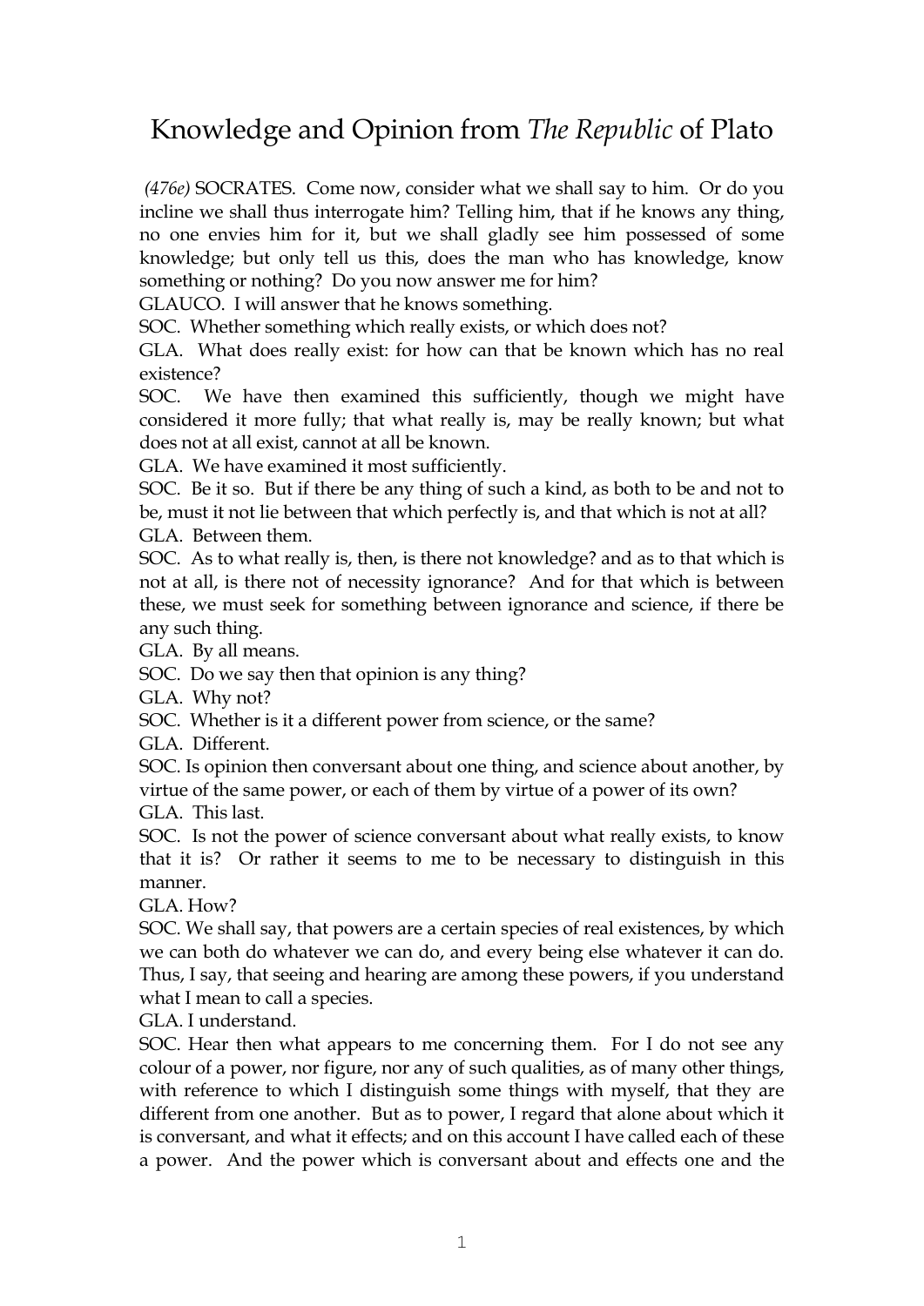# Knowledge and Opinion from *The Republic* of Plato

*(476e)* SOCRATES. Come now, consider what we shall say to him. Or do you incline we shall thus interrogate him? Telling him, that if he knows any thing, no one envies him for it, but we shall gladly see him possessed of some knowledge; but only tell us this, does the man who has knowledge, know something or nothing? Do you now answer me for him?

GLAUCO. I will answer that he knows something.

SOC. Whether something which really exists, or which does not?

GLA. What does really exist: for how can that be known which has no real existence?

SOC. We have then examined this sufficiently, though we might have considered it more fully; that what really is, may be really known; but what does not at all exist, cannot at all be known.

GLA. We have examined it most sufficiently.

SOC. Be it so. But if there be any thing of such a kind, as both to be and not to be, must it not lie between that which perfectly is, and that which is not at all?

GLA. Between them.

SOC. As to what really is, then, is there not knowledge? and as to that which is not at all, is there not of necessity ignorance? And for that which is between these, we must seek for something between ignorance and science, if there be any such thing.

GLA. By all means.

SOC. Do we say then that opinion is any thing?

GLA. Why not?

SOC. Whether is it a different power from science, or the same?

GLA. Different.

SOC. Is opinion then conversant about one thing, and science about another, by virtue of the same power, or each of them by virtue of a power of its own?

GLA. This last.

SOC. Is not the power of science conversant about what really exists, to know that it is? Or rather it seems to me to be necessary to distinguish in this manner.

GLA. How?

SOC. We shall say, that powers are a certain species of real existences, by which we can both do whatever we can do, and every being else whatever it can do. Thus, I say, that seeing and hearing are among these powers, if you understand what I mean to call a species.

GLA. I understand.

SOC. Hear then what appears to me concerning them. For I do not see any colour of a power, nor figure, nor any of such qualities, as of many other things, with reference to which I distinguish some things with myself, that they are different from one another. But as to power, I regard that alone about which it is conversant, and what it effects; and on this account I have called each of these a power. And the power which is conversant about and effects one and the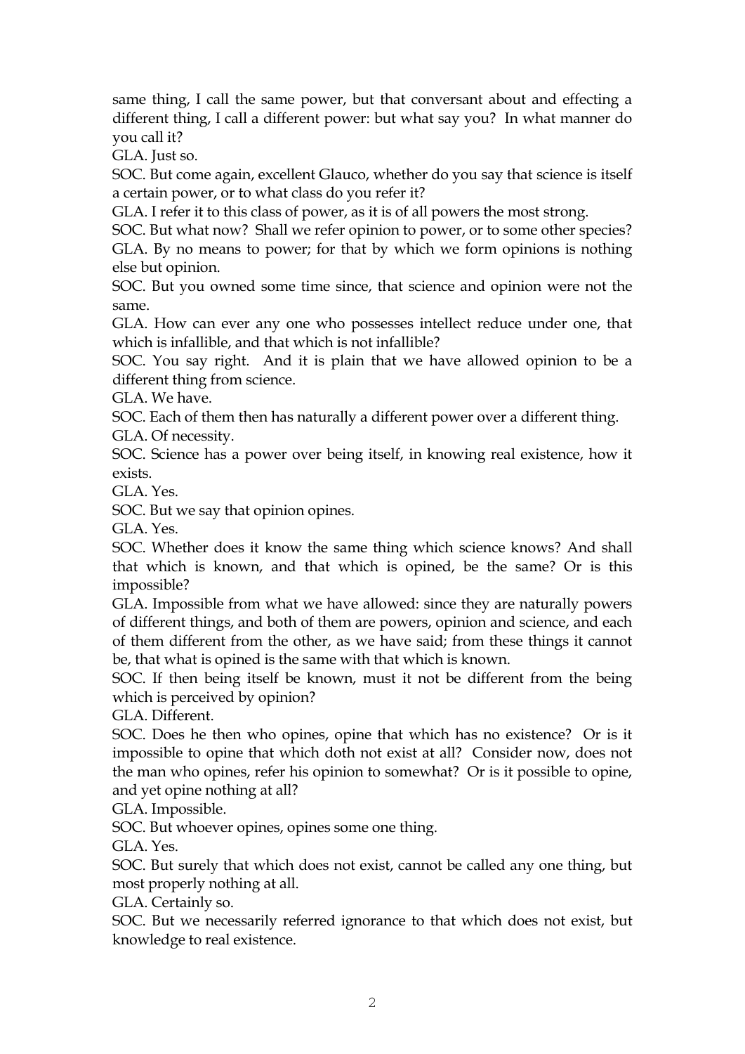same thing, I call the same power, but that conversant about and effecting a different thing, I call a different power: but what say you? In what manner do you call it?

GLA. Just so.

SOC. But come again, excellent Glauco, whether do you say that science is itself a certain power, or to what class do you refer it?

GLA. I refer it to this class of power, as it is of all powers the most strong.

SOC. But what now? Shall we refer opinion to power, or to some other species?

GLA. By no means to power; for that by which we form opinions is nothing else but opinion.

SOC. But you owned some time since, that science and opinion were not the same.

GLA. How can ever any one who possesses intellect reduce under one, that which is infallible, and that which is not infallible?

SOC. You say right. And it is plain that we have allowed opinion to be a different thing from science.

GLA. We have.

SOC. Each of them then has naturally a different power over a different thing.

GLA. Of necessity.

SOC. Science has a power over being itself, in knowing real existence, how it exists.

GLA. Yes.

SOC. But we say that opinion opines.

GLA. Yes.

SOC. Whether does it know the same thing which science knows? And shall that which is known, and that which is opined, be the same? Or is this impossible?

GLA. Impossible from what we have allowed: since they are naturally powers of different things, and both of them are powers, opinion and science, and each of them different from the other, as we have said; from these things it cannot be, that what is opined is the same with that which is known.

SOC. If then being itself be known, must it not be different from the being which is perceived by opinion?

GLA. Different.

SOC. Does he then who opines, opine that which has no existence? Or is it impossible to opine that which doth not exist at all? Consider now, does not the man who opines, refer his opinion to somewhat? Or is it possible to opine, and yet opine nothing at all?

GLA. Impossible.

SOC. But whoever opines, opines some one thing.

GLA. Yes.

SOC. But surely that which does not exist, cannot be called any one thing, but most properly nothing at all.

GLA. Certainly so.

SOC. But we necessarily referred ignorance to that which does not exist, but knowledge to real existence.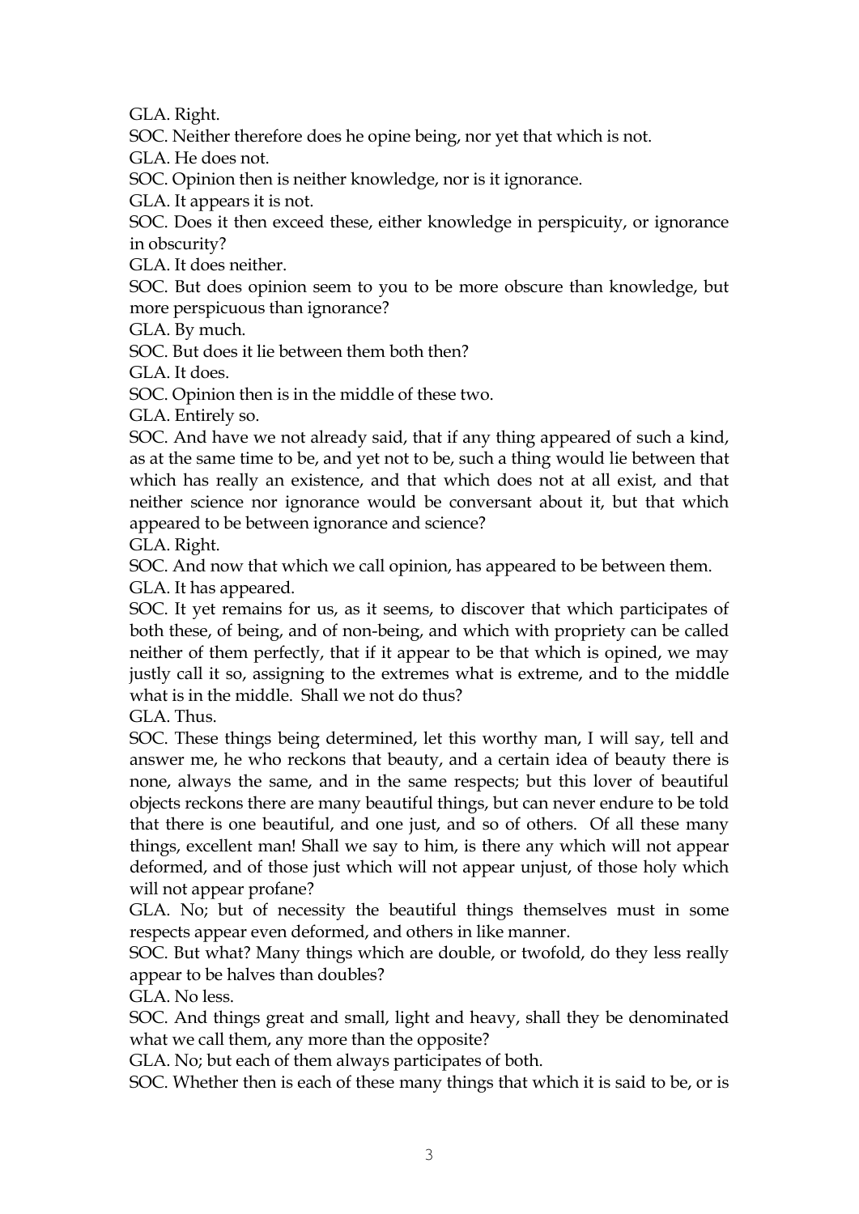GLA. Right.

SOC. Neither therefore does he opine being, nor yet that which is not.

GLA. He does not.

SOC. Opinion then is neither knowledge, nor is it ignorance.

GLA. It appears it is not.

SOC. Does it then exceed these, either knowledge in perspicuity, or ignorance in obscurity?

GLA. It does neither.

SOC. But does opinion seem to you to be more obscure than knowledge, but more perspicuous than ignorance?

GLA. By much.

SOC. But does it lie between them both then?

GLA. It does.

SOC. Opinion then is in the middle of these two.

GLA. Entirely so.

SOC. And have we not already said, that if any thing appeared of such a kind, as at the same time to be, and yet not to be, such a thing would lie between that which has really an existence, and that which does not at all exist, and that neither science nor ignorance would be conversant about it, but that which appeared to be between ignorance and science?

GLA. Right.

SOC. And now that which we call opinion, has appeared to be between them.

GLA. It has appeared.

SOC. It yet remains for us, as it seems, to discover that which participates of both these, of being, and of non-being, and which with propriety can be called neither of them perfectly, that if it appear to be that which is opined, we may justly call it so, assigning to the extremes what is extreme, and to the middle what is in the middle. Shall we not do thus?

GLA. Thus.

SOC. These things being determined, let this worthy man, I will say, tell and answer me, he who reckons that beauty, and a certain idea of beauty there is none, always the same, and in the same respects; but this lover of beautiful objects reckons there are many beautiful things, but can never endure to be told that there is one beautiful, and one just, and so of others. Of all these many things, excellent man! Shall we say to him, is there any which will not appear deformed, and of those just which will not appear unjust, of those holy which will not appear profane?

GLA. No; but of necessity the beautiful things themselves must in some respects appear even deformed, and others in like manner.

SOC. But what? Many things which are double, or twofold, do they less really appear to be halves than doubles?

GLA. No less.

SOC. And things great and small, light and heavy, shall they be denominated what we call them, any more than the opposite?

GLA. No; but each of them always participates of both.

SOC. Whether then is each of these many things that which it is said to be, or is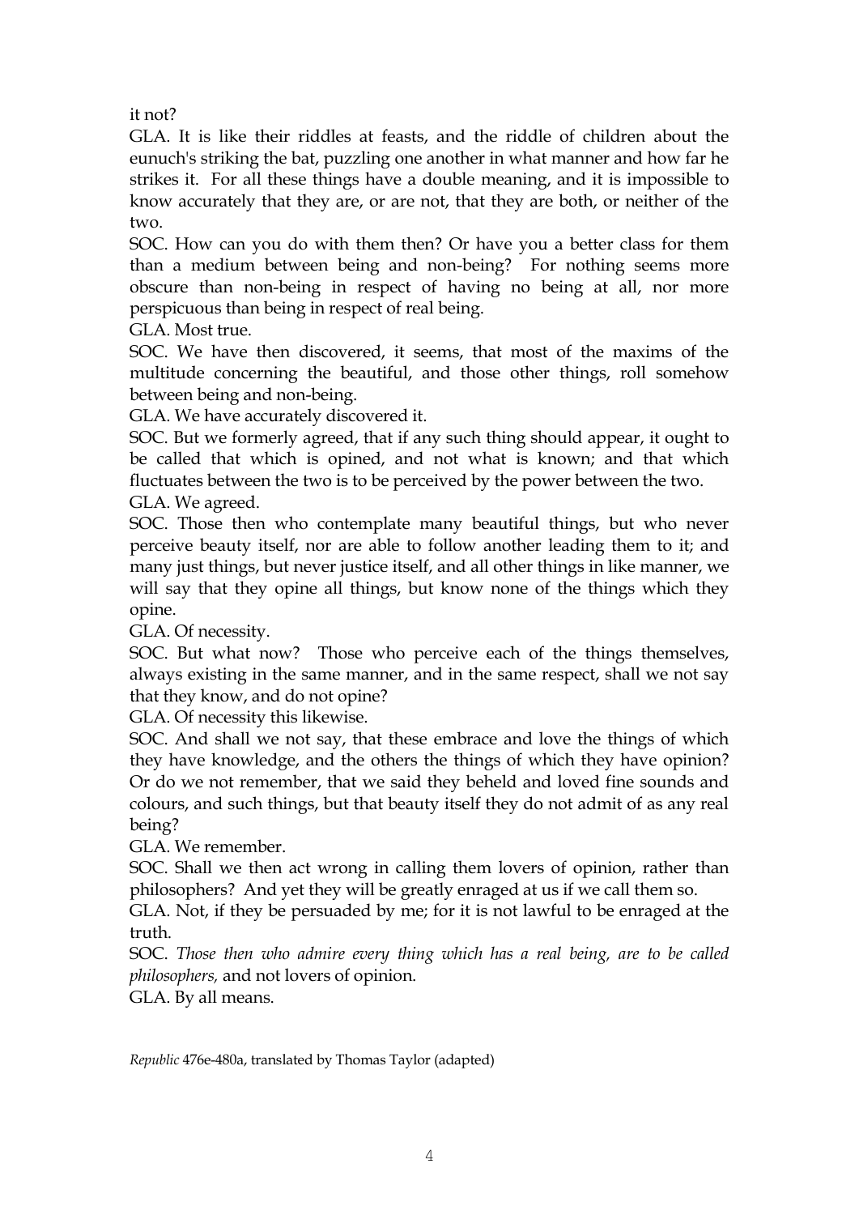it not?

GLA. It is like their riddles at feasts, and the riddle of children about the eunuch's striking the bat, puzzling one another in what manner and how far he strikes it. For all these things have a double meaning, and it is impossible to know accurately that they are, or are not, that they are both, or neither of the two.

SOC. How can you do with them then? Or have you a better class for them than a medium between being and non-being? For nothing seems more obscure than non-being in respect of having no being at all, nor more perspicuous than being in respect of real being.

GLA. Most true.

SOC. We have then discovered, it seems, that most of the maxims of the multitude concerning the beautiful, and those other things, roll somehow between being and non-being.

GLA. We have accurately discovered it.

SOC. But we formerly agreed, that if any such thing should appear, it ought to be called that which is opined, and not what is known; and that which fluctuates between the two is to be perceived by the power between the two.

GLA. We agreed.

SOC. Those then who contemplate many beautiful things, but who never perceive beauty itself, nor are able to follow another leading them to it; and many just things, but never justice itself, and all other things in like manner, we will say that they opine all things, but know none of the things which they opine.

GLA. Of necessity.

SOC. But what now? Those who perceive each of the things themselves, always existing in the same manner, and in the same respect, shall we not say that they know, and do not opine?

GLA. Of necessity this likewise.

SOC. And shall we not say, that these embrace and love the things of which they have knowledge, and the others the things of which they have opinion? Or do we not remember, that we said they beheld and loved fine sounds and colours, and such things, but that beauty itself they do not admit of as any real being?

GLA. We remember.

SOC. Shall we then act wrong in calling them lovers of opinion, rather than philosophers? And yet they will be greatly enraged at us if we call them so.

GLA. Not, if they be persuaded by me; for it is not lawful to be enraged at the truth.

SOC. *Those then who admire every thing which has a real being, are to be called philosophers,* and not lovers of opinion.

GLA. By all means.

*Republic* 476e-480a, translated by Thomas Taylor (adapted)